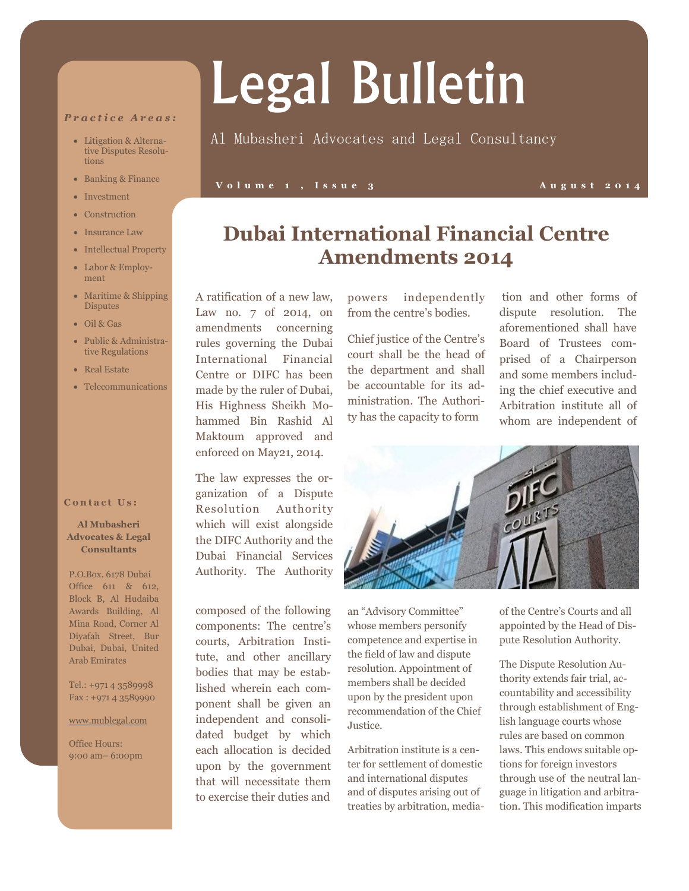# Legal Bulletin

Al Mubasheri Advocates and Legal Consultancy

Volume 1, Issue 3 — August 2014

***Practice Areas:***

- Litigation & Alternative Disputes Resolutions
- Banking & Finance
- Investment
- Construction
- Insurance Law
- Intellectual Property
- Labor & Employment
- Maritime & Shipping Disputes
- Oil & Gas
- Public & Administrative Regulations
- Real Estate
- Telecommunications

**Contact Us:**

**Al Mubasheri Advocates & Legal Consultants**

P.O.Box. 6178 Dubai Office 611 & 612, Block B, Al Hudaiba Awards Building, Al Mina Road, Corner Al Diyafah Street, Bur Dubai, Dubai, United Arab Emirates

Tel.: +971 4 3589998
Fax : +971 4 3589990

www.mublegal.com

Office Hours:
9:00 am– 6:00pm

## Dubai International Financial Centre Amendments 2014

A ratification of a new law, Law no. 7 of 2014, on amendments concerning rules governing the Dubai International Financial Centre or DIFC has been made by the ruler of Dubai, His Highness Sheikh Mohammed Bin Rashid Al Maktoum approved and enforced on May21, 2014.

The law expresses the organization of a Dispute Resolution Authority which will exist alongside the DIFC Authority and the Dubai Financial Services Authority. The Authority composed of the following components: The centre's courts, Arbitration Institute, and other ancillary bodies that may be established wherein each component shall be given an independent and consolidated budget by which each allocation is decided upon by the government that will necessitate them to exercise their duties and powers independently from the centre's bodies.

Chief justice of the Centre's court shall be the head of the department and shall be accountable for its administration. The Authority has the capacity to form an "Advisory Committee" whose members personify competence and expertise in the field of law and dispute resolution. Appointment of members shall be decided upon by the president upon recommendation of the Chief Justice.

Arbitration institute is a center for settlement of domestic and international disputes and of disputes arising out of treaties by arbitration, mediation and other forms of dispute resolution. The aforementioned shall have Board of Trustees comprised of a Chairperson and some members including the chief executive and Arbitration institute all of whom are independent of of the Centre's Courts and all appointed by the Head of Dispute Resolution Authority.

The Dispute Resolution Authority extends fair trial, accountability and accessibility through establishment of English language courts whose rules are based on common laws. This endows suitable options for foreign investors through use of the neutral language in litigation and arbitration. This modification imparts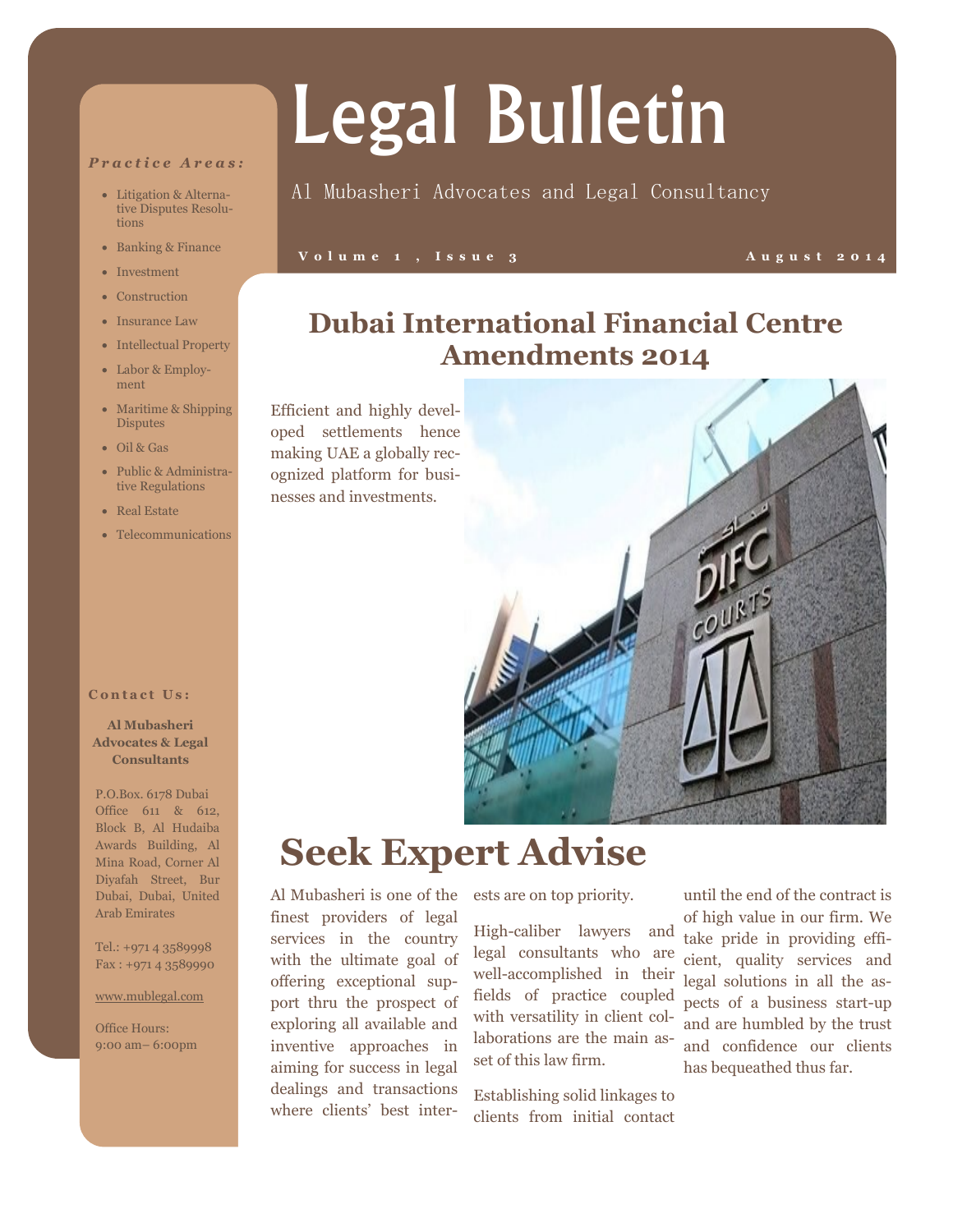# Legal Bulletin

Al Mubasheri Advocates and Legal Consultancy

Volume 1, Issue 3 — August 2014

***Practice Areas:***

- Litigation & Alternative Disputes Resolutions
- Banking & Finance
- Investment
- Construction
- Insurance Law
- Intellectual Property
- Labor & Employment
- Maritime & Shipping Disputes
- Oil & Gas
- Public & Administrative Regulations
- Real Estate
- Telecommunications

**Contact Us:**

**Al Mubasheri Advocates & Legal Consultants**

P.O.Box. 6178 Dubai Office 611 & 612, Block B, Al Hudaiba Awards Building, Al Mina Road, Corner Al Diyafah Street, Bur Dubai, Dubai, United Arab Emirates

Tel.: +971 4 3589998
Fax : +971 4 3589990

www.mublegal.com

Office Hours:
9:00 am– 6:00pm

## Dubai International Financial Centre Amendments 2014

Efficient and highly developed settlements hence making UAE a globally recognized platform for businesses and investments.

# Seek Expert Advise

Al Mubasheri is one of the finest providers of legal services in the country with the ultimate goal of offering exceptional support thru the prospect of exploring all available and inventive approaches in aiming for success in legal dealings and transactions where clients' best interests are on top priority.

High-caliber lawyers and legal consultants who are well-accomplished in their fields of practice coupled with versatility in client collaborations are the main asset of this law firm.

Establishing solid linkages to clients from initial contact until the end of the contract is of high value in our firm. We take pride in providing efficient, quality services and legal solutions in all the aspects of a business start-up and are humbled by the trust and confidence our clients has bequeathed thus far.